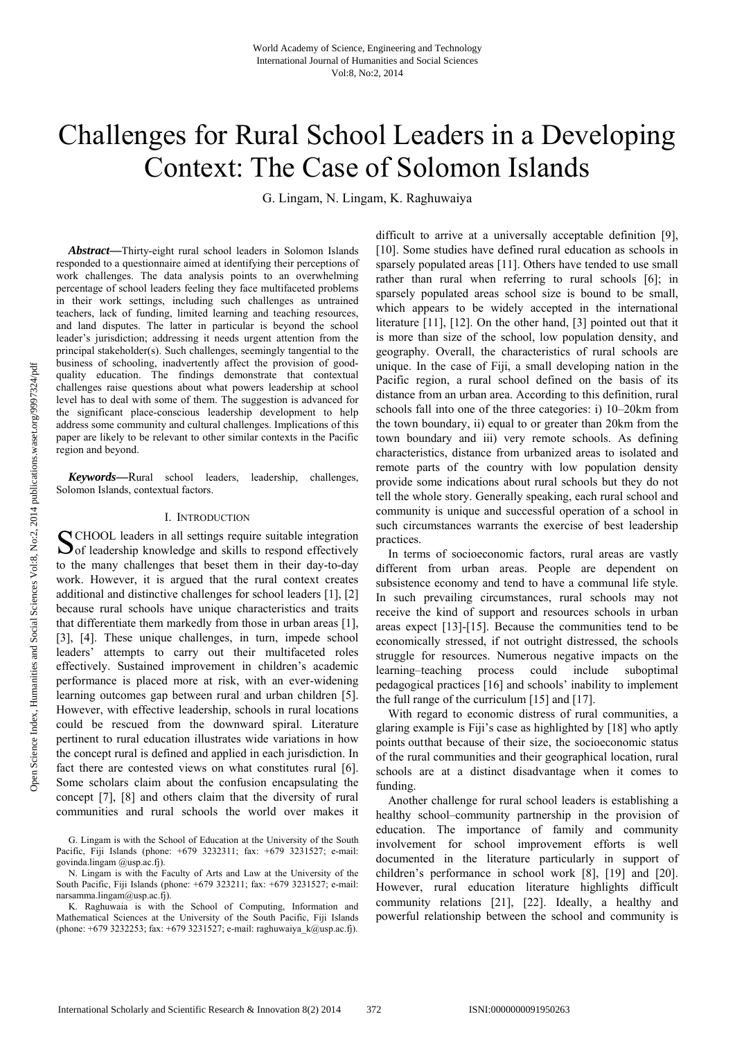# Challenges for Rural School Leaders in a Developing Context: The Case of Solomon Islands

G. Lingam, N. Lingam, K. Raghuwaiya

***Abstract*—**Thirty-eight rural school leaders in Solomon Islands responded to a questionnaire aimed at identifying their perceptions of work challenges. The data analysis points to an overwhelming percentage of school leaders feeling they face multifaceted problems in their work settings, including such challenges as untrained teachers, lack of funding, limited learning and teaching resources, and land disputes. The latter in particular is beyond the school leader's jurisdiction; addressing it needs urgent attention from the principal stakeholder(s). Such challenges, seemingly tangential to the business of schooling, inadvertently affect the provision of good-quality education. The findings demonstrate that contextual challenges raise questions about what powers leadership at school level has to deal with some of them. The suggestion is advanced for the significant place-conscious leadership development to help address some community and cultural challenges. Implications of this paper are likely to be relevant to other similar contexts in the Pacific region and beyond.

***Keywords*—**Rural school leaders, leadership, challenges, Solomon Islands, contextual factors.

## I. Introduction

SCHOOL leaders in all settings require suitable integration of leadership knowledge and skills to respond effectively to the many challenges that beset them in their day-to-day work. However, it is argued that the rural context creates additional and distinctive challenges for school leaders [1], [2] because rural schools have unique characteristics and traits that differentiate them markedly from those in urban areas [1], [3], [4]. These unique challenges, in turn, impede school leaders' attempts to carry out their multifaceted roles effectively. Sustained improvement in children's academic performance is placed more at risk, with an ever-widening learning outcomes gap between rural and urban children [5]. However, with effective leadership, schools in rural locations could be rescued from the downward spiral. Literature pertinent to rural education illustrates wide variations in how the concept rural is defined and applied in each jurisdiction. In fact there are contested views on what constitutes rural [6]. Some scholars claim about the confusion encapsulating the concept [7], [8] and others claim that the diversity of rural communities and rural schools the world over makes it difficult to arrive at a universally acceptable definition [9], [10]. Some studies have defined rural education as schools in sparsely populated areas [11]. Others have tended to use small rather than rural when referring to rural schools [6]; in sparsely populated areas school size is bound to be small, which appears to be widely accepted in the international literature [11], [12]. On the other hand, [3] pointed out that it is more than size of the school, low population density, and geography. Overall, the characteristics of rural schools are unique. In the case of Fiji, a small developing nation in the Pacific region, a rural school defined on the basis of its distance from an urban area. According to this definition, rural schools fall into one of the three categories: i) 10–20km from the town boundary, ii) equal to or greater than 20km from the town boundary and iii) very remote schools. As defining characteristics, distance from urbanized areas to isolated and remote parts of the country with low population density provide some indications about rural schools but they do not tell the whole story. Generally speaking, each rural school and community is unique and successful operation of a school in such circumstances warrants the exercise of best leadership practices.

In terms of socioeconomic factors, rural areas are vastly different from urban areas. People are dependent on subsistence economy and tend to have a communal life style. In such prevailing circumstances, rural schools may not receive the kind of support and resources schools in urban areas expect [13]-[15]. Because the communities tend to be economically stressed, if not outright distressed, the schools struggle for resources. Numerous negative impacts on the learning–teaching process could include suboptimal pedagogical practices [16] and schools' inability to implement the full range of the curriculum [15] and [17].

With regard to economic distress of rural communities, a glaring example is Fiji's case as highlighted by [18] who aptly points outthat because of their size, the socioeconomic status of the rural communities and their geographical location, rural schools are at a distinct disadvantage when it comes to funding.

Another challenge for rural school leaders is establishing a healthy school–community partnership in the provision of education. The importance of family and community involvement for school improvement efforts is well documented in the literature particularly in support of children's performance in school work [8], [19] and [20]. However, rural education literature highlights difficult community relations [21], [22]. Ideally, a healthy and powerful relationship between the school and community is

G. Lingam is with the School of Education at the University of the South Pacific, Fiji Islands (phone: +679 3232311; fax: +679 3231527; e-mail: govinda.lingam @usp.ac.fj).

N. Lingam is with the Faculty of Arts and Law at the University of the South Pacific, Fiji Islands (phone: +679 323211; fax: +679 3231527; e-mail: narsamma.lingam@usp.ac.fj).

K. Raghuwaia is with the School of Computing, Information and Mathematical Sciences at the University of the South Pacific, Fiji Islands (phone: +679 3232253; fax: +679 3231527; e-mail: raghuwaiya_k@usp.ac.fj).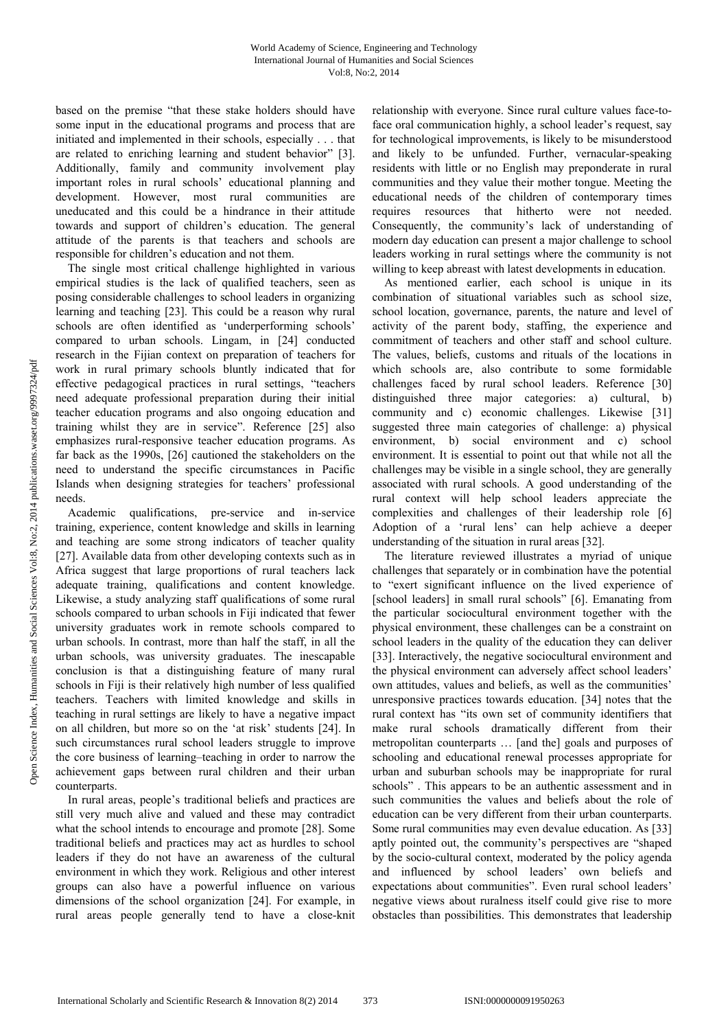based on the premise "that these stake holders should have some input in the educational programs and process that are initiated and implemented in their schools, especially . . . that are related to enriching learning and student behavior" [3]. Additionally, family and community involvement play important roles in rural schools' educational planning and development. However, most rural communities are uneducated and this could be a hindrance in their attitude towards and support of children's education. The general attitude of the parents is that teachers and schools are responsible for children's education and not them.

The single most critical challenge highlighted in various empirical studies is the lack of qualified teachers, seen as posing considerable challenges to school leaders in organizing learning and teaching [23]. This could be a reason why rural schools are often identified as 'underperforming schools' compared to urban schools. Lingam, in [24] conducted research in the Fijian context on preparation of teachers for work in rural primary schools bluntly indicated that for effective pedagogical practices in rural settings, "teachers need adequate professional preparation during their initial teacher education programs and also ongoing education and training whilst they are in service". Reference [25] also emphasizes rural-responsive teacher education programs. As far back as the 1990s, [26] cautioned the stakeholders on the need to understand the specific circumstances in Pacific Islands when designing strategies for teachers' professional needs.

Academic qualifications, pre-service and in-service training, experience, content knowledge and skills in learning and teaching are some strong indicators of teacher quality [27]. Available data from other developing contexts such as in Africa suggest that large proportions of rural teachers lack adequate training, qualifications and content knowledge. Likewise, a study analyzing staff qualifications of some rural schools compared to urban schools in Fiji indicated that fewer university graduates work in remote schools compared to urban schools. In contrast, more than half the staff, in all the urban schools, was university graduates. The inescapable conclusion is that a distinguishing feature of many rural schools in Fiji is their relatively high number of less qualified teachers. Teachers with limited knowledge and skills in teaching in rural settings are likely to have a negative impact on all children, but more so on the 'at risk' students [24]. In such circumstances rural school leaders struggle to improve the core business of learning–teaching in order to narrow the achievement gaps between rural children and their urban counterparts.

In rural areas, people's traditional beliefs and practices are still very much alive and valued and these may contradict what the school intends to encourage and promote [28]. Some traditional beliefs and practices may act as hurdles to school leaders if they do not have an awareness of the cultural environment in which they work. Religious and other interest groups can also have a powerful influence on various dimensions of the school organization [24]. For example, in rural areas people generally tend to have a close-knit relationship with everyone. Since rural culture values face-to-face oral communication highly, a school leader's request, say for technological improvements, is likely to be misunderstood and likely to be unfunded. Further, vernacular-speaking residents with little or no English may preponderate in rural communities and they value their mother tongue. Meeting the educational needs of the children of contemporary times requires resources that hitherto were not needed. Consequently, the community's lack of understanding of modern day education can present a major challenge to school leaders working in rural settings where the community is not willing to keep abreast with latest developments in education.

As mentioned earlier, each school is unique in its combination of situational variables such as school size, school location, governance, parents, the nature and level of activity of the parent body, staffing, the experience and commitment of teachers and other staff and school culture. The values, beliefs, customs and rituals of the locations in which schools are, also contribute to some formidable challenges faced by rural school leaders. Reference [30] distinguished three major categories: a) cultural, b) community and c) economic challenges. Likewise [31] suggested three main categories of challenge: a) physical environment, b) social environment and c) school environment. It is essential to point out that while not all the challenges may be visible in a single school, they are generally associated with rural schools. A good understanding of the rural context will help school leaders appreciate the complexities and challenges of their leadership role [6] Adoption of a 'rural lens' can help achieve a deeper understanding of the situation in rural areas [32].

The literature reviewed illustrates a myriad of unique challenges that separately or in combination have the potential to "exert significant influence on the lived experience of [school leaders] in small rural schools" [6]. Emanating from the particular sociocultural environment together with the physical environment, these challenges can be a constraint on school leaders in the quality of the education they can deliver [33]. Interactively, the negative sociocultural environment and the physical environment can adversely affect school leaders' own attitudes, values and beliefs, as well as the communities' unresponsive practices towards education. [34] notes that the rural context has "its own set of community identifiers that make rural schools dramatically different from their metropolitan counterparts … [and the] goals and purposes of schooling and educational renewal processes appropriate for urban and suburban schools may be inappropriate for rural schools" . This appears to be an authentic assessment and in such communities the values and beliefs about the role of education can be very different from their urban counterparts. Some rural communities may even devalue education. As [33] aptly pointed out, the community's perspectives are "shaped by the socio-cultural context, moderated by the policy agenda and influenced by school leaders' own beliefs and expectations about communities". Even rural school leaders' negative views about ruralness itself could give rise to more obstacles than possibilities. This demonstrates that leadership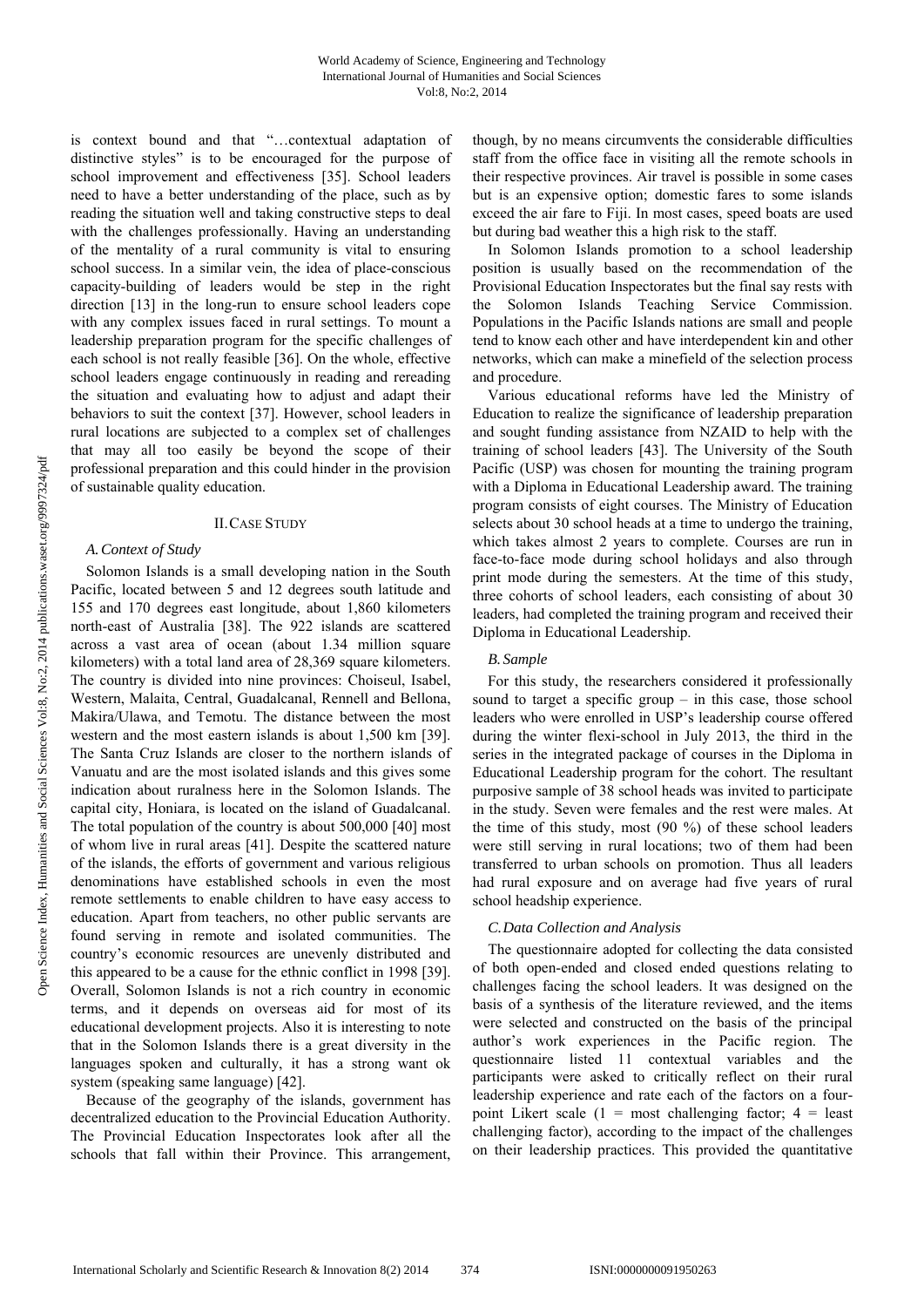is context bound and that "…contextual adaptation of distinctive styles" is to be encouraged for the purpose of school improvement and effectiveness [35]. School leaders need to have a better understanding of the place, such as by reading the situation well and taking constructive steps to deal with the challenges professionally. Having an understanding of the mentality of a rural community is vital to ensuring school success. In a similar vein, the idea of place-conscious capacity-building of leaders would be step in the right direction [13] in the long-run to ensure school leaders cope with any complex issues faced in rural settings. To mount a leadership preparation program for the specific challenges of each school is not really feasible [36]. On the whole, effective school leaders engage continuously in reading and rereading the situation and evaluating how to adjust and adapt their behaviors to suit the context [37]. However, school leaders in rural locations are subjected to a complex set of challenges that may all too easily be beyond the scope of their professional preparation and this could hinder in the provision of sustainable quality education.

## II. Case Study

### *A. Context of Study*

Solomon Islands is a small developing nation in the South Pacific, located between 5 and 12 degrees south latitude and 155 and 170 degrees east longitude, about 1,860 kilometers north-east of Australia [38]. The 922 islands are scattered across a vast area of ocean (about 1.34 million square kilometers) with a total land area of 28,369 square kilometers. The country is divided into nine provinces: Choiseul, Isabel, Western, Malaita, Central, Guadalcanal, Rennell and Bellona, Makira/Ulawa, and Temotu. The distance between the most western and the most eastern islands is about 1,500 km [39]. The Santa Cruz Islands are closer to the northern islands of Vanuatu and are the most isolated islands and this gives some indication about ruralness here in the Solomon Islands. The capital city, Honiara, is located on the island of Guadalcanal. The total population of the country is about 500,000 [40] most of whom live in rural areas [41]. Despite the scattered nature of the islands, the efforts of government and various religious denominations have established schools in even the most remote settlements to enable children to have easy access to education. Apart from teachers, no other public servants are found serving in remote and isolated communities. The country's economic resources are unevenly distributed and this appeared to be a cause for the ethnic conflict in 1998 [39]. Overall, Solomon Islands is not a rich country in economic terms, and it depends on overseas aid for most of its educational development projects. Also it is interesting to note that in the Solomon Islands there is a great diversity in the languages spoken and culturally, it has a strong want ok system (speaking same language) [42].

Because of the geography of the islands, government has decentralized education to the Provincial Education Authority. The Provincial Education Inspectorates look after all the schools that fall within their Province. This arrangement, though, by no means circumvents the considerable difficulties staff from the office face in visiting all the remote schools in their respective provinces. Air travel is possible in some cases but is an expensive option; domestic fares to some islands exceed the air fare to Fiji. In most cases, speed boats are used but during bad weather this a high risk to the staff.

In Solomon Islands promotion to a school leadership position is usually based on the recommendation of the Provisional Education Inspectorates but the final say rests with the Solomon Islands Teaching Service Commission. Populations in the Pacific Islands nations are small and people tend to know each other and have interdependent kin and other networks, which can make a minefield of the selection process and procedure.

Various educational reforms have led the Ministry of Education to realize the significance of leadership preparation and sought funding assistance from NZAID to help with the training of school leaders [43]. The University of the South Pacific (USP) was chosen for mounting the training program with a Diploma in Educational Leadership award. The training program consists of eight courses. The Ministry of Education selects about 30 school heads at a time to undergo the training, which takes almost 2 years to complete. Courses are run in face-to-face mode during school holidays and also through print mode during the semesters. At the time of this study, three cohorts of school leaders, each consisting of about 30 leaders, had completed the training program and received their Diploma in Educational Leadership.

### *B. Sample*

For this study, the researchers considered it professionally sound to target a specific group – in this case, those school leaders who were enrolled in USP's leadership course offered during the winter flexi-school in July 2013, the third in the series in the integrated package of courses in the Diploma in Educational Leadership program for the cohort. The resultant purposive sample of 38 school heads was invited to participate in the study. Seven were females and the rest were males. At the time of this study, most (90 %) of these school leaders were still serving in rural locations; two of them had been transferred to urban schools on promotion. Thus all leaders had rural exposure and on average had five years of rural school headship experience.

### *C. Data Collection and Analysis*

The questionnaire adopted for collecting the data consisted of both open-ended and closed ended questions relating to challenges facing the school leaders. It was designed on the basis of a synthesis of the literature reviewed, and the items were selected and constructed on the basis of the principal author's work experiences in the Pacific region. The questionnaire listed 11 contextual variables and the participants were asked to critically reflect on their rural leadership experience and rate each of the factors on a four-point Likert scale (1 = most challenging factor; 4 = least challenging factor), according to the impact of the challenges on their leadership practices. This provided the quantitative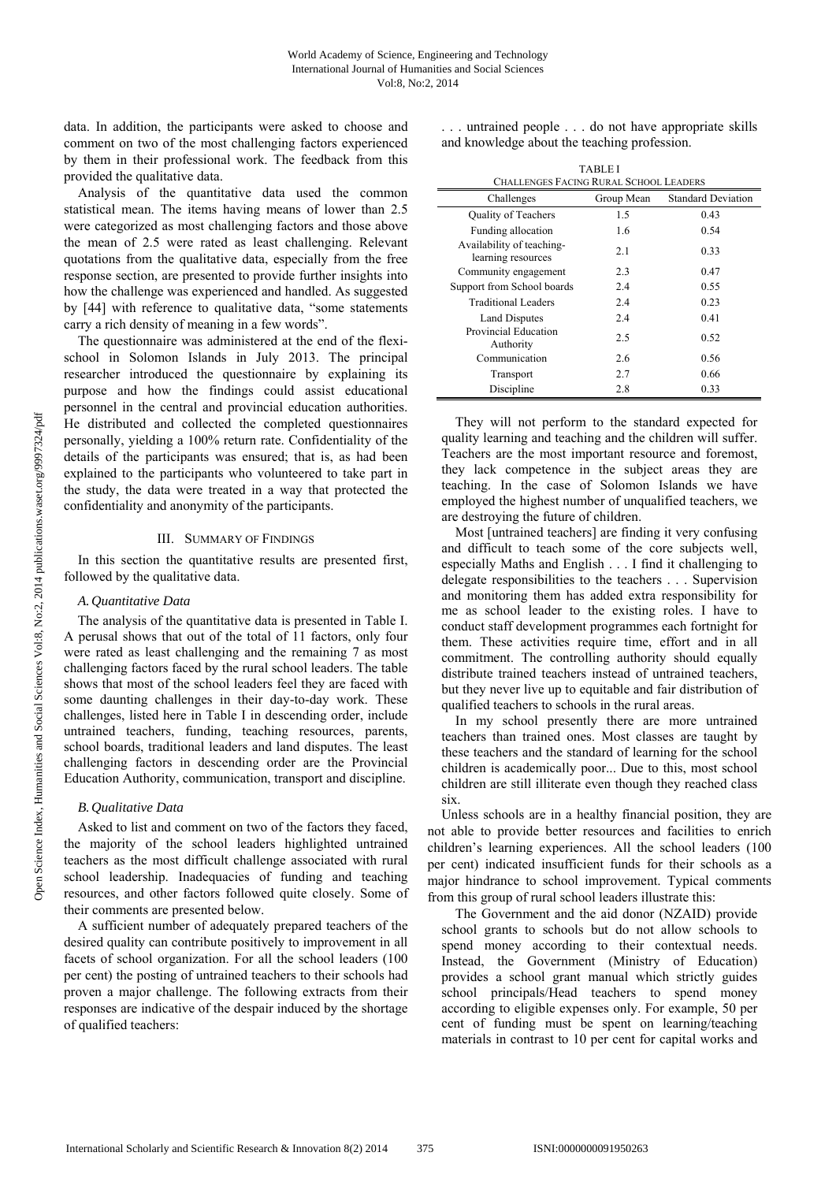data. In addition, the participants were asked to choose and comment on two of the most challenging factors experienced by them in their professional work. The feedback from this provided the qualitative data.

Analysis of the quantitative data used the common statistical mean. The items having means of lower than 2.5 were categorized as most challenging factors and those above the mean of 2.5 were rated as least challenging. Relevant quotations from the qualitative data, especially from the free response section, are presented to provide further insights into how the challenge was experienced and handled. As suggested by [44] with reference to qualitative data, "some statements carry a rich density of meaning in a few words".

The questionnaire was administered at the end of the flexi-school in Solomon Islands in July 2013. The principal researcher introduced the questionnaire by explaining its purpose and how the findings could assist educational personnel in the central and provincial education authorities. He distributed and collected the completed questionnaires personally, yielding a 100% return rate. Confidentiality of the details of the participants was ensured; that is, as had been explained to the participants who volunteered to take part in the study, the data were treated in a way that protected the confidentiality and anonymity of the participants.

## III. Summary of Findings

In this section the quantitative results are presented first, followed by the qualitative data.

### A. Quantitative Data

The analysis of the quantitative data is presented in Table I. A perusal shows that out of the total of 11 factors, only four were rated as least challenging and the remaining 7 as most challenging factors faced by the rural school leaders. The table shows that most of the school leaders feel they are faced with some daunting challenges in their day-to-day work. These challenges, listed here in Table I in descending order, include untrained teachers, funding, teaching resources, parents, school boards, traditional leaders and land disputes. The least challenging factors in descending order are the Provincial Education Authority, communication, transport and discipline.

### B. Qualitative Data

Asked to list and comment on two of the factors they faced, the majority of the school leaders highlighted untrained teachers as the most difficult challenge associated with rural school leadership. Inadequacies of funding and teaching resources, and other factors followed quite closely. Some of their comments are presented below.

A sufficient number of adequately prepared teachers of the desired quality can contribute positively to improvement in all facets of school organization. For all the school leaders (100 per cent) the posting of untrained teachers to their schools had proven a major challenge. The following extracts from their responses are indicative of the despair induced by the shortage of qualified teachers:

> . . . untrained people . . . do not have appropriate skills and knowledge about the teaching profession.

TABLE I
CHALLENGES FACING RURAL SCHOOL LEADERS

| Challenges | Group Mean | Standard Deviation |
|---|---|---|
| Quality of Teachers | 1.5 | 0.43 |
| Funding allocation | 1.6 | 0.54 |
| Availability of teaching-learning resources | 2.1 | 0.33 |
| Community engagement | 2.3 | 0.47 |
| Support from School boards | 2.4 | 0.55 |
| Traditional Leaders | 2.4 | 0.23 |
| Land Disputes | 2.4 | 0.41 |
| Provincial Education Authority | 2.5 | 0.52 |
| Communication | 2.6 | 0.56 |
| Transport | 2.7 | 0.66 |
| Discipline | 2.8 | 0.33 |

> They will not perform to the standard expected for quality learning and teaching and the children will suffer. Teachers are the most important resource and foremost, they lack competence in the subject areas they are teaching. In the case of Solomon Islands we have employed the highest number of unqualified teachers, we are destroying the future of children.
>
> Most [untrained teachers] are finding it very confusing and difficult to teach some of the core subjects well, especially Maths and English . . . I find it challenging to delegate responsibilities to the teachers . . . Supervision and monitoring them has added extra responsibility for me as school leader to the existing roles. I have to conduct staff development programmes each fortnight for them. These activities require time, effort and in all commitment. The controlling authority should equally distribute trained teachers instead of untrained teachers, but they never live up to equitable and fair distribution of qualified teachers to schools in the rural areas.
>
> In my school presently there are more untrained teachers than trained ones. Most classes are taught by these teachers and the standard of learning for the school children is academically poor... Due to this, most school children are still illiterate even though they reached class six.

Unless schools are in a healthy financial position, they are not able to provide better resources and facilities to enrich children's learning experiences. All the school leaders (100 per cent) indicated insufficient funds for their schools as a major hindrance to school improvement. Typical comments from this group of rural school leaders illustrate this:

> The Government and the aid donor (NZAID) provide school grants to schools but do not allow schools to spend money according to their contextual needs. Instead, the Government (Ministry of Education) provides a school grant manual which strictly guides school principals/Head teachers to spend money according to eligible expenses only. For example, 50 per cent of funding must be spent on learning/teaching materials in contrast to 10 per cent for capital works and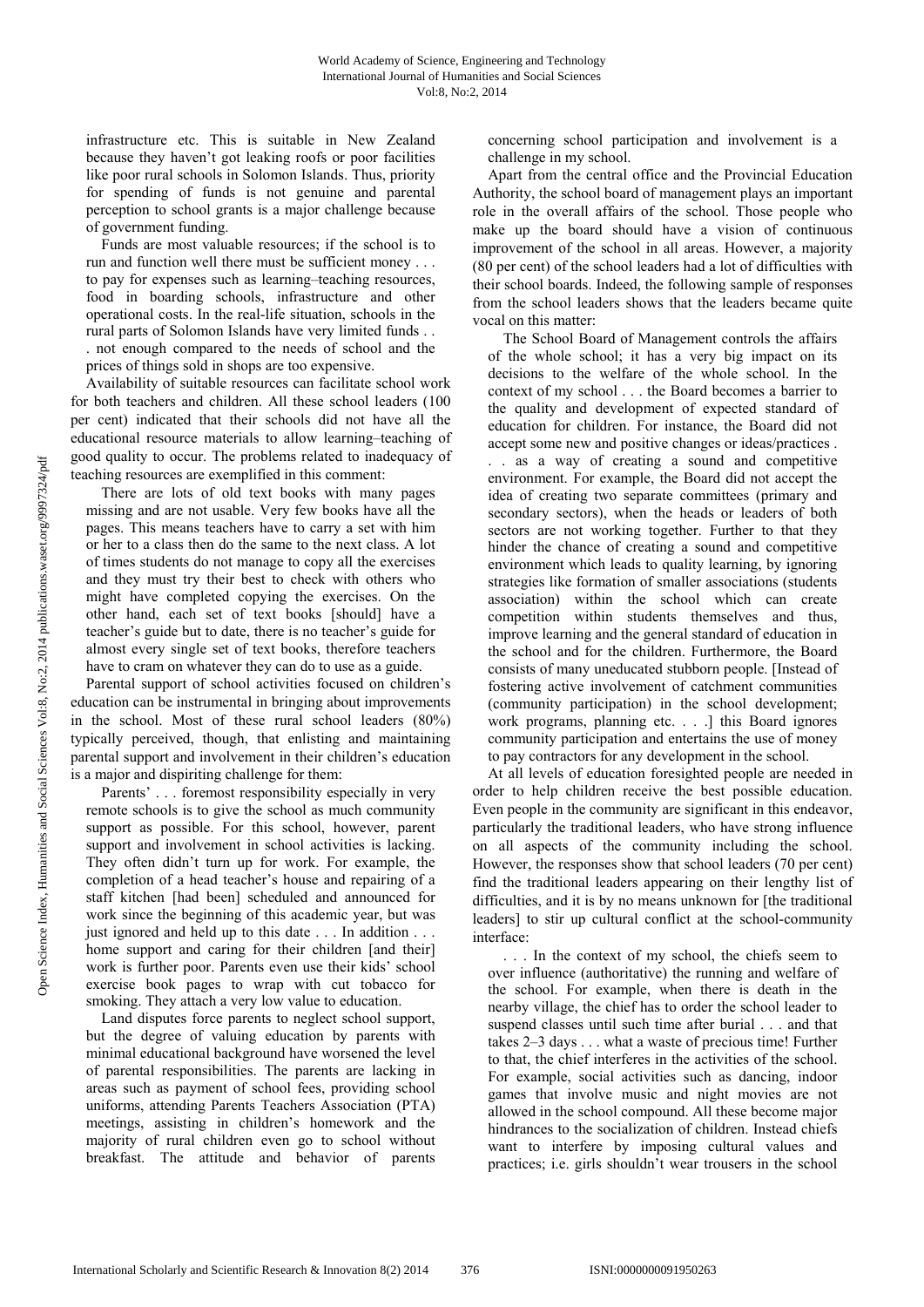infrastructure etc. This is suitable in New Zealand because they haven't got leaking roofs or poor facilities like poor rural schools in Solomon Islands. Thus, priority for spending of funds is not genuine and parental perception to school grants is a major challenge because of government funding.

> Funds are most valuable resources; if the school is to run and function well there must be sufficient money . . . to pay for expenses such as learning–teaching resources, food in boarding schools, infrastructure and other operational costs. In the real-life situation, schools in the rural parts of Solomon Islands have very limited funds . . . not enough compared to the needs of school and the prices of things sold in shops are too expensive.

Availability of suitable resources can facilitate school work for both teachers and children. All these school leaders (100 per cent) indicated that their schools did not have all the educational resource materials to allow learning–teaching of good quality to occur. The problems related to inadequacy of teaching resources are exemplified in this comment:

> There are lots of old text books with many pages missing and are not usable. Very few books have all the pages. This means teachers have to carry a set with him or her to a class then do the same to the next class. A lot of times students do not manage to copy all the exercises and they must try their best to check with others who might have completed copying the exercises. On the other hand, each set of text books [should] have a teacher's guide but to date, there is no teacher's guide for almost every single set of text books, therefore teachers have to cram on whatever they can do to use as a guide.

Parental support of school activities focused on children's education can be instrumental in bringing about improvements in the school. Most of these rural school leaders (80%) typically perceived, though, that enlisting and maintaining parental support and involvement in their children's education is a major and dispiriting challenge for them:

> Parents' . . . foremost responsibility especially in very remote schools is to give the school as much community support as possible. For this school, however, parent support and involvement in school activities is lacking. They often didn't turn up for work. For example, the completion of a head teacher's house and repairing of a staff kitchen [had been] scheduled and announced for work since the beginning of this academic year, but was just ignored and held up to this date . . . In addition . . . home support and caring for their children [and their] work is further poor. Parents even use their kids' school exercise book pages to wrap with cut tobacco for smoking. They attach a very low value to education.
>
> Land disputes force parents to neglect school support, but the degree of valuing education by parents with minimal educational background have worsened the level of parental responsibilities. The parents are lacking in areas such as payment of school fees, providing school uniforms, attending Parents Teachers Association (PTA) meetings, assisting in children's homework and the majority of rural children even go to school without breakfast. The attitude and behavior of parents concerning school participation and involvement is a challenge in my school.

Apart from the central office and the Provincial Education Authority, the school board of management plays an important role in the overall affairs of the school. Those people who make up the board should have a vision of continuous improvement of the school in all areas. However, a majority (80 per cent) of the school leaders had a lot of difficulties with their school boards. Indeed, the following sample of responses from the school leaders shows that the leaders became quite vocal on this matter:

> The School Board of Management controls the affairs of the whole school; it has a very big impact on its decisions to the welfare of the whole school. In the context of my school . . . the Board becomes a barrier to the quality and development of expected standard of education for children. For instance, the Board did not accept some new and positive changes or ideas/practices . . . as a way of creating a sound and competitive environment. For example, the Board did not accept the idea of creating two separate committees (primary and secondary sectors), when the heads or leaders of both sectors are not working together. Further to that they hinder the chance of creating a sound and competitive environment which leads to quality learning, by ignoring strategies like formation of smaller associations (students association) within the school which can create competition within students themselves and thus, improve learning and the general standard of education in the school and for the children. Furthermore, the Board consists of many uneducated stubborn people. [Instead of fostering active involvement of catchment communities (community participation) in the school development; work programs, planning etc. . . .] this Board ignores community participation and entertains the use of money to pay contractors for any development in the school.

At all levels of education foresighted people are needed in order to help children receive the best possible education. Even people in the community are significant in this endeavor, particularly the traditional leaders, who have strong influence on all aspects of the community including the school. However, the responses show that school leaders (70 per cent) find the traditional leaders appearing on their lengthy list of difficulties, and it is by no means unknown for [the traditional leaders] to stir up cultural conflict at the school-community interface:

> . . . In the context of my school, the chiefs seem to over influence (authoritative) the running and welfare of the school. For example, when there is death in the nearby village, the chief has to order the school leader to suspend classes until such time after burial . . . and that takes 2–3 days . . . what a waste of precious time! Further to that, the chief interferes in the activities of the school. For example, social activities such as dancing, indoor games that involve music and night movies are not allowed in the school compound. All these become major hindrances to the socialization of children. Instead chiefs want to interfere by imposing cultural values and practices; i.e. girls shouldn't wear trousers in the school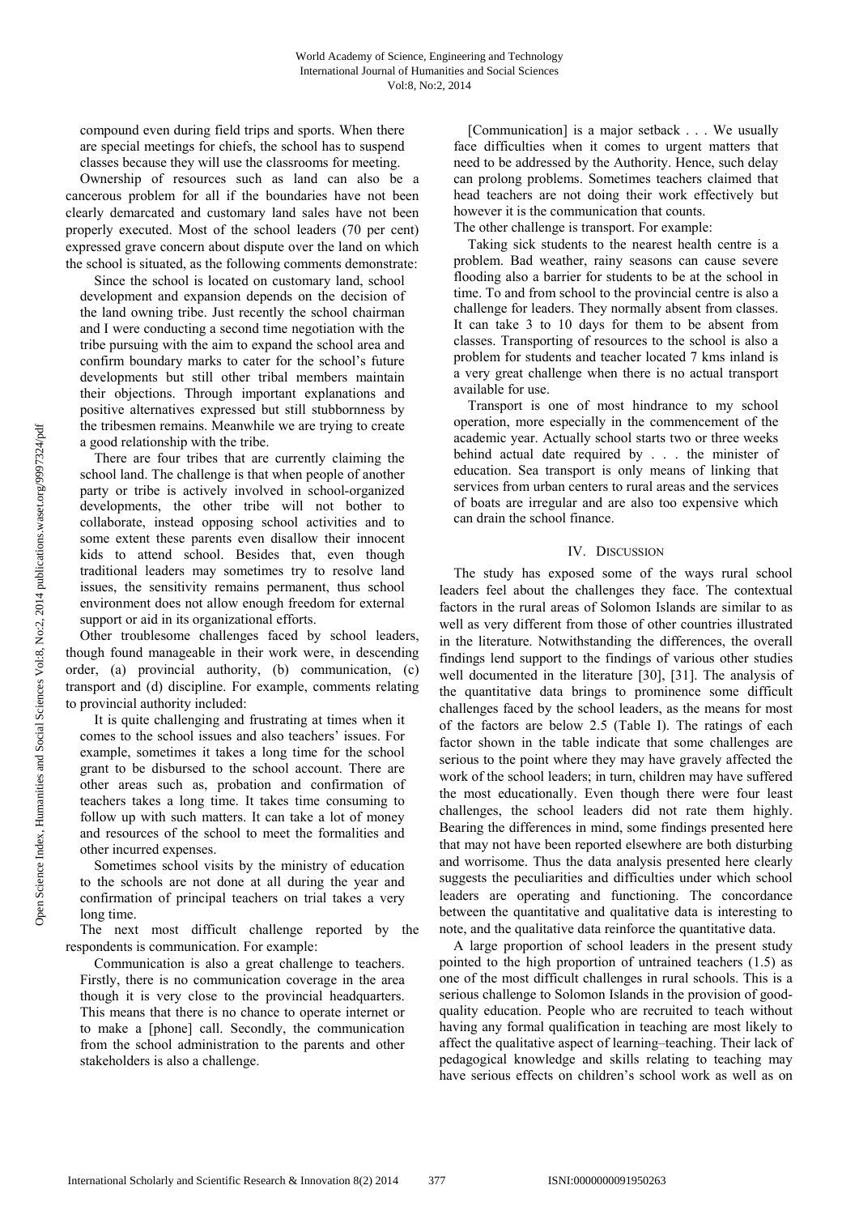compound even during field trips and sports. When there are special meetings for chiefs, the school has to suspend classes because they will use the classrooms for meeting.

Ownership of resources such as land can also be a cancerous problem for all if the boundaries have not been clearly demarcated and customary land sales have not been properly executed. Most of the school leaders (70 per cent) expressed grave concern about dispute over the land on which the school is situated, as the following comments demonstrate:

> Since the school is located on customary land, school development and expansion depends on the decision of the land owning tribe. Just recently the school chairman and I were conducting a second time negotiation with the tribe pursuing with the aim to expand the school area and confirm boundary marks to cater for the school's future developments but still other tribal members maintain their objections. Through important explanations and positive alternatives expressed but still stubbornness by the tribesmen remains. Meanwhile we are trying to create a good relationship with the tribe.

> There are four tribes that are currently claiming the school land. The challenge is that when people of another party or tribe is actively involved in school-organized developments, the other tribe will not bother to collaborate, instead opposing school activities and to some extent these parents even disallow their innocent kids to attend school. Besides that, even though traditional leaders may sometimes try to resolve land issues, the sensitivity remains permanent, thus school environment does not allow enough freedom for external support or aid in its organizational efforts.

Other troublesome challenges faced by school leaders, though found manageable in their work were, in descending order, (a) provincial authority, (b) communication, (c) transport and (d) discipline. For example, comments relating to provincial authority included:

> It is quite challenging and frustrating at times when it comes to the school issues and also teachers' issues. For example, sometimes it takes a long time for the school grant to be disbursed to the school account. There are other areas such as, probation and confirmation of teachers takes a long time. It takes time consuming to follow up with such matters. It can take a lot of money and resources of the school to meet the formalities and other incurred expenses.

> Sometimes school visits by the ministry of education to the schools are not done at all during the year and confirmation of principal teachers on trial takes a very long time.

The next most difficult challenge reported by the respondents is communication. For example:

> Communication is also a great challenge to teachers. Firstly, there is no communication coverage in the area though it is very close to the provincial headquarters. This means that there is no chance to operate internet or to make a [phone] call. Secondly, the communication from the school administration to the parents and other stakeholders is also a challenge.

> [Communication] is a major setback . . . We usually face difficulties when it comes to urgent matters that need to be addressed by the Authority. Hence, such delay can prolong problems. Sometimes teachers claimed that head teachers are not doing their work effectively but however it is the communication that counts.

The other challenge is transport. For example:

> Taking sick students to the nearest health centre is a problem. Bad weather, rainy seasons can cause severe flooding also a barrier for students to be at the school in time. To and from school to the provincial centre is also a challenge for leaders. They normally absent from classes. It can take 3 to 10 days for them to be absent from classes. Transporting of resources to the school is also a problem for students and teacher located 7 kms inland is a very great challenge when there is no actual transport available for use.

> Transport is one of most hindrance to my school operation, more especially in the commencement of the academic year. Actually school starts two or three weeks behind actual date required by . . . the minister of education. Sea transport is only means of linking that services from urban centers to rural areas and the services of boats are irregular and are also too expensive which can drain the school finance.

## IV. Discussion

The study has exposed some of the ways rural school leaders feel about the challenges they face. The contextual factors in the rural areas of Solomon Islands are similar to as well as very different from those of other countries illustrated in the literature. Notwithstanding the differences, the overall findings lend support to the findings of various other studies well documented in the literature [30], [31]. The analysis of the quantitative data brings to prominence some difficult challenges faced by the school leaders, as the means for most of the factors are below 2.5 (Table I). The ratings of each factor shown in the table indicate that some challenges are serious to the point where they may have gravely affected the work of the school leaders; in turn, children may have suffered the most educationally. Even though there were four least challenges, the school leaders did not rate them highly. Bearing the differences in mind, some findings presented here that may not have been reported elsewhere are both disturbing and worrisome. Thus the data analysis presented here clearly suggests the peculiarities and difficulties under which school leaders are operating and functioning. The concordance between the quantitative and qualitative data is interesting to note, and the qualitative data reinforce the quantitative data.

A large proportion of school leaders in the present study pointed to the high proportion of untrained teachers (1.5) as one of the most difficult challenges in rural schools. This is a serious challenge to Solomon Islands in the provision of good-quality education. People who are recruited to teach without having any formal qualification in teaching are most likely to affect the qualitative aspect of learning–teaching. Their lack of pedagogical knowledge and skills relating to teaching may have serious effects on children's school work as well as on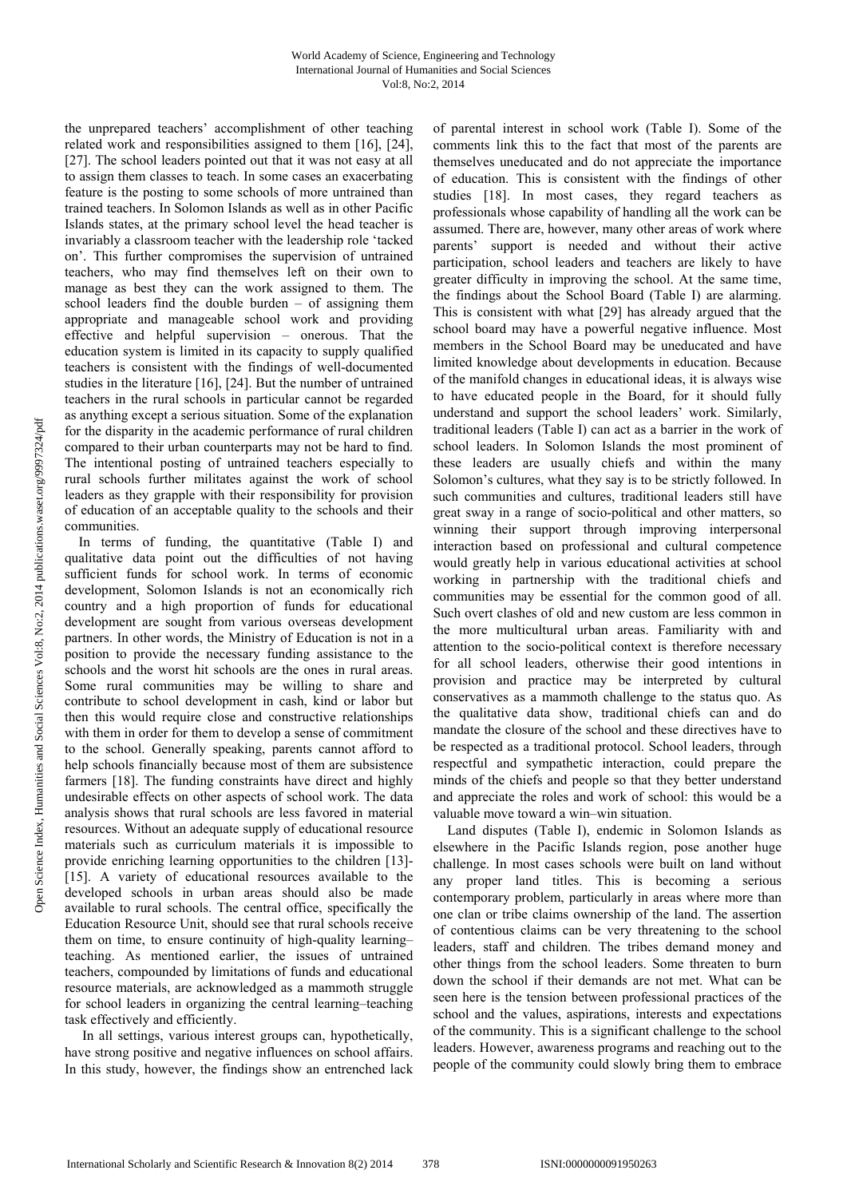the unprepared teachers' accomplishment of other teaching related work and responsibilities assigned to them [16], [24], [27]. The school leaders pointed out that it was not easy at all to assign them classes to teach. In some cases an exacerbating feature is the posting to some schools of more untrained than trained teachers. In Solomon Islands as well as in other Pacific Islands states, at the primary school level the head teacher is invariably a classroom teacher with the leadership role 'tacked on'. This further compromises the supervision of untrained teachers, who may find themselves left on their own to manage as best they can the work assigned to them. The school leaders find the double burden – of assigning them appropriate and manageable school work and providing effective and helpful supervision – onerous. That the education system is limited in its capacity to supply qualified teachers is consistent with the findings of well-documented studies in the literature [16], [24]. But the number of untrained teachers in the rural schools in particular cannot be regarded as anything except a serious situation. Some of the explanation for the disparity in the academic performance of rural children compared to their urban counterparts may not be hard to find. The intentional posting of untrained teachers especially to rural schools further militates against the work of school leaders as they grapple with their responsibility for provision of education of an acceptable quality to the schools and their communities.

In terms of funding, the quantitative (Table I) and qualitative data point out the difficulties of not having sufficient funds for school work. In terms of economic development, Solomon Islands is not an economically rich country and a high proportion of funds for educational development are sought from various overseas development partners. In other words, the Ministry of Education is not in a position to provide the necessary funding assistance to the schools and the worst hit schools are the ones in rural areas. Some rural communities may be willing to share and contribute to school development in cash, kind or labor but then this would require close and constructive relationships with them in order for them to develop a sense of commitment to the school. Generally speaking, parents cannot afford to help schools financially because most of them are subsistence farmers [18]. The funding constraints have direct and highly undesirable effects on other aspects of school work. The data analysis shows that rural schools are less favored in material resources. Without an adequate supply of educational resource materials such as curriculum materials it is impossible to provide enriching learning opportunities to the children [13]-[15]. A variety of educational resources available to the developed schools in urban areas should also be made available to rural schools. The central office, specifically the Education Resource Unit, should see that rural schools receive them on time, to ensure continuity of high-quality learning–teaching. As mentioned earlier, the issues of untrained teachers, compounded by limitations of funds and educational resource materials, are acknowledged as a mammoth struggle for school leaders in organizing the central learning–teaching task effectively and efficiently.

In all settings, various interest groups can, hypothetically, have strong positive and negative influences on school affairs. In this study, however, the findings show an entrenched lack of parental interest in school work (Table I). Some of the comments link this to the fact that most of the parents are themselves uneducated and do not appreciate the importance of education. This is consistent with the findings of other studies [18]. In most cases, they regard teachers as professionals whose capability of handling all the work can be assumed. There are, however, many other areas of work where parents' support is needed and without their active participation, school leaders and teachers are likely to have greater difficulty in improving the school. At the same time, the findings about the School Board (Table I) are alarming. This is consistent with what [29] has already argued that the school board may have a powerful negative influence. Most members in the School Board may be uneducated and have limited knowledge about developments in education. Because of the manifold changes in educational ideas, it is always wise to have educated people in the Board, for it should fully understand and support the school leaders' work. Similarly, traditional leaders (Table I) can act as a barrier in the work of school leaders. In Solomon Islands the most prominent of these leaders are usually chiefs and within the many Solomon's cultures, what they say is to be strictly followed. In such communities and cultures, traditional leaders still have great sway in a range of socio-political and other matters, so winning their support through improving interpersonal interaction based on professional and cultural competence would greatly help in various educational activities at school working in partnership with the traditional chiefs and communities may be essential for the common good of all. Such overt clashes of old and new custom are less common in the more multicultural urban areas. Familiarity with and attention to the socio-political context is therefore necessary for all school leaders, otherwise their good intentions in provision and practice may be interpreted by cultural conservatives as a mammoth challenge to the status quo. As the qualitative data show, traditional chiefs can and do mandate the closure of the school and these directives have to be respected as a traditional protocol. School leaders, through respectful and sympathetic interaction, could prepare the minds of the chiefs and people so that they better understand and appreciate the roles and work of school: this would be a valuable move toward a win–win situation.

Land disputes (Table I), endemic in Solomon Islands as elsewhere in the Pacific Islands region, pose another huge challenge. In most cases schools were built on land without any proper land titles. This is becoming a serious contemporary problem, particularly in areas where more than one clan or tribe claims ownership of the land. The assertion of contentious claims can be very threatening to the school leaders, staff and children. The tribes demand money and other things from the school leaders. Some threaten to burn down the school if their demands are not met. What can be seen here is the tension between professional practices of the school and the values, aspirations, interests and expectations of the community. This is a significant challenge to the school leaders. However, awareness programs and reaching out to the people of the community could slowly bring them to embrace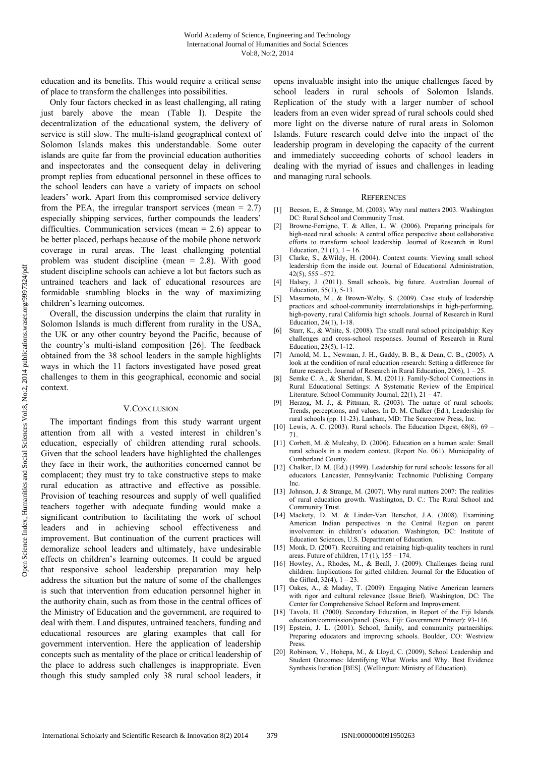education and its benefits. This would require a critical sense of place to transform the challenges into possibilities.

Only four factors checked in as least challenging, all rating just barely above the mean (Table I). Despite the decentralization of the educational system, the delivery of service is still slow. The multi-island geographical context of Solomon Islands makes this understandable. Some outer islands are quite far from the provincial education authorities and inspectorates and the consequent delay in delivering prompt replies from educational personnel in these offices to the school leaders can have a variety of impacts on school leaders' work. Apart from this compromised service delivery from the PEA, the irregular transport services (mean = 2.7) especially shipping services, further compounds the leaders' difficulties. Communication services (mean = 2.6) appear to be better placed, perhaps because of the mobile phone network coverage in rural areas. The least challenging potential problem was student discipline (mean = 2.8). With good student discipline schools can achieve a lot but factors such as untrained teachers and lack of educational resources are formidable stumbling blocks in the way of maximizing children's learning outcomes.

Overall, the discussion underpins the claim that rurality in Solomon Islands is much different from rurality in the USA, the UK or any other country beyond the Pacific, because of the country's multi-island composition [26]. The feedback obtained from the 38 school leaders in the sample highlights ways in which the 11 factors investigated have posed great challenges to them in this geographical, economic and social context.

## V. Conclusion

The important findings from this study warrant urgent attention from all with a vested interest in children's education, especially of children attending rural schools. Given that the school leaders have highlighted the challenges they face in their work, the authorities concerned cannot be complacent; they must try to take constructive steps to make rural education as attractive and effective as possible. Provision of teaching resources and supply of well qualified teachers together with adequate funding would make a significant contribution to facilitating the work of school leaders and in achieving school effectiveness and improvement. But continuation of the current practices will demoralize school leaders and ultimately, have undesirable effects on children's learning outcomes. It could be argued that responsive school leadership preparation may help address the situation but the nature of some of the challenges is such that intervention from education personnel higher in the authority chain, such as from those in the central offices of the Ministry of Education and the government, are required to deal with them. Land disputes, untrained teachers, funding and educational resources are glaring examples that call for government intervention. Here the application of leadership concepts such as mentality of the place or critical leadership of the place to address such challenges is inappropriate. Even though this study sampled only 38 rural school leaders, it opens invaluable insight into the unique challenges faced by school leaders in rural schools of Solomon Islands. Replication of the study with a larger number of school leaders from an even wider spread of rural schools could shed more light on the diverse nature of rural areas in Solomon Islands. Future research could delve into the impact of the leadership program in developing the capacity of the current and immediately succeeding cohorts of school leaders in dealing with the myriad of issues and challenges in leading and managing rural schools.

## References

[1] Beeson, E., & Strange, M. (2003). Why rural matters 2003. Washington DC: Rural School and Community Trust.

[2] Browne-Ferrigno, T. & Allen, L. W. (2006). Preparing principals for high-need rural schools: A central office perspective about collaborative efforts to transform school leadership. Journal of Research in Rural Education, 21 (1), 1 – 16.

[3] Clarke, S., &Wildy, H. (2004). Context counts: Viewing small school leadership from the inside out. Journal of Educational Administration, 42(5), 555 –572.

[4] Halsey, J. (2011). Small schools, big future. Australian Journal of Education, 55(1), 5-13.

[5] Masumoto, M., & Brown-Welty, S. (2009). Case study of leadership practices and school-community interrelationships in high-performing, high-poverty, rural California high schools. Journal of Research in Rural Education, 24(1), 1-18.

[6] Starr, K., & White, S. (2008). The small rural school principalship: Key challenges and cross-school responses. Journal of Research in Rural Education, 23(5), 1-12.

[7] Arnold, M. L., Newman, J. H., Gaddy, B. B., & Dean, C. B., (2005). A look at the condition of rural education research: Setting a difference for future research. Journal of Research in Rural Education, 20(6), 1 – 25.

[8] Semke C. A., & Sheridan, S. M. (2011). Family-School Connections in Rural Educational Settings: A Systematic Review of the Empirical Literature. School Community Journal, 22(1), 21 – 47.

[9] Herzog, M. J., & Pittman, R. (2003). The nature of rural schools: Trends, perceptions, and values. In D. M. Chalker (Ed.), Leadership for rural schools (pp. 11-23). Lanham, MD: The Scarecrow Press, Inc.

[10] Lewis, A. C. (2003). Rural schools. The Education Digest, 68(8), 69 – 71.

[11] Corbett, M. & Mulcahy, D. (2006). Education on a human scale: Small rural schools in a modern context. (Report No. 061). Municipality of Cumberland County.

[12] Chalker, D. M. (Ed.) (1999). Leadership for rural schools: lessons for all educators. Lancaster, Pennsylvania: Technomic Publishing Company Inc.

[13] Johnson, J. & Strange, M. (2007). Why rural matters 2007: The realities of rural education growth. Washington, D. C.: The Rural School and Community Trust.

[14] Mackety, D. M. & Linder-Van Berschot, J.A. (2008). Examining American Indian perspectives in the Central Region on parent involvement in children's education. Washington, DC: Institute of Education Sciences, U.S. Department of Education.

[15] Monk, D. (2007). Recruiting and retaining high-quality teachers in rural areas. Future of children, 17 (1), 155 – 174.

[16] Howley, A., Rhodes, M., & Beall, J. (2009). Challenges facing rural children: Implications for gifted children. Journal for the Education of the Gifted, 32(4), 1 – 23.

[17] Oakes, A., & Maday, T. (2009). Engaging Native American learners with rigor and cultural relevance (Issue Brief). Washington, DC: The Center for Comprehensive School Reform and Improvement.

[18] Tavola, H. (2000). Secondary Education, in Report of the Fiji Islands education/commission/panel. (Suva, Fiji: Government Printer): 93-116.

[19] Epstein, J. L. (2001). School, family, and community partnerships: Preparing educators and improving schools. Boulder, CO: Westview Press.

[20] Robinson, V., Hohepa, M., & Lloyd, C. (2009), School Leadership and Student Outcomes: Identifying What Works and Why. Best Evidence Synthesis Iteration [BES]. (Wellington: Ministry of Education).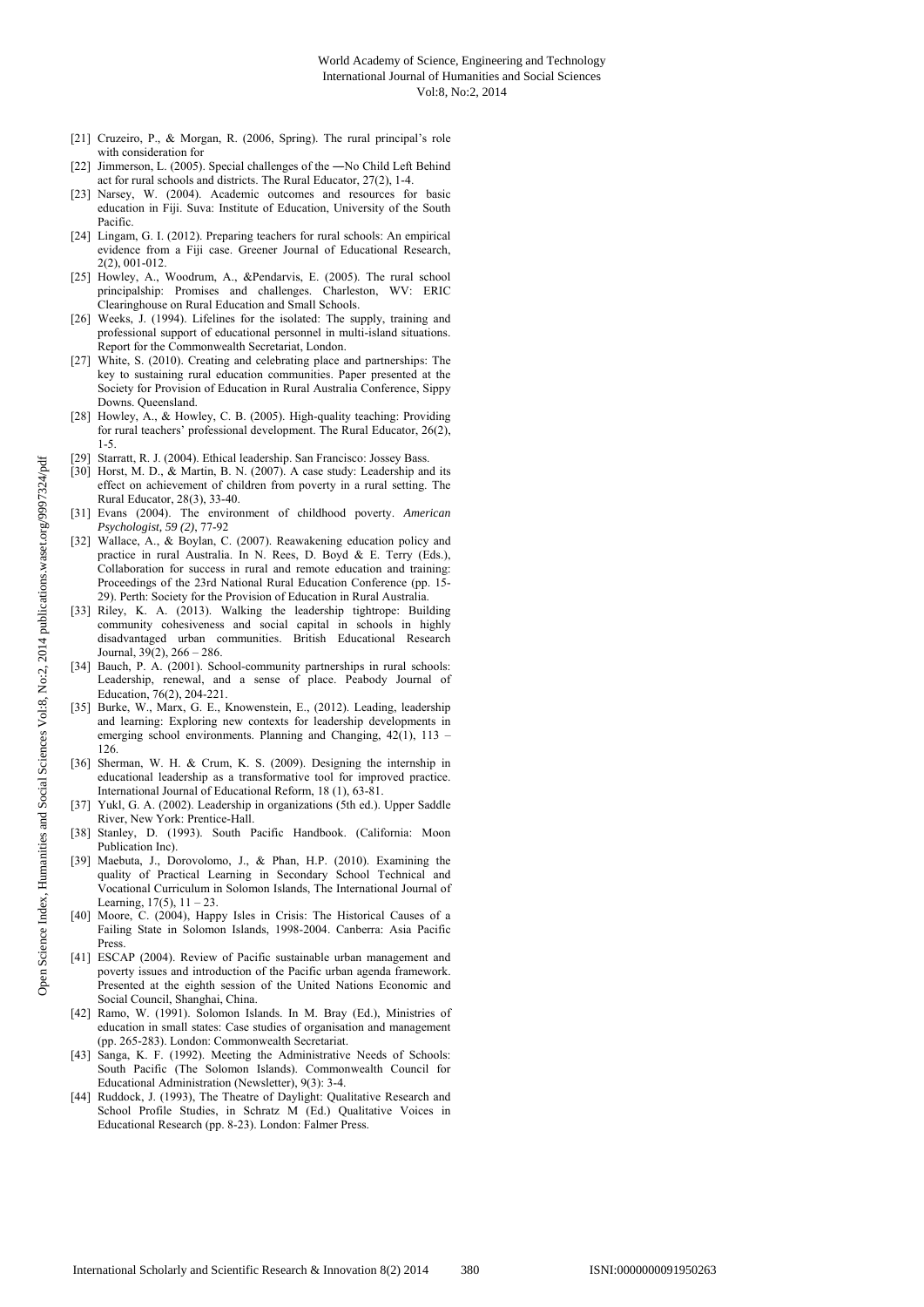[21] Cruzeiro, P., & Morgan, R. (2006, Spring). The rural principal's role with consideration for

[22] Jimmerson, L. (2005). Special challenges of the ―No Child Left Behind act for rural schools and districts. The Rural Educator, 27(2), 1-4.

[23] Narsey, W. (2004). Academic outcomes and resources for basic education in Fiji. Suva: Institute of Education, University of the South Pacific.

[24] Lingam, G. I. (2012). Preparing teachers for rural schools: An empirical evidence from a Fiji case. Greener Journal of Educational Research, 2(2), 001-012.

[25] Howley, A., Woodrum, A., &Pendarvis, E. (2005). The rural school principalship: Promises and challenges. Charleston, WV: ERIC Clearinghouse on Rural Education and Small Schools.

[26] Weeks, J. (1994). Lifelines for the isolated: The supply, training and professional support of educational personnel in multi-island situations. Report for the Commonwealth Secretariat, London.

[27] White, S. (2010). Creating and celebrating place and partnerships: The key to sustaining rural education communities. Paper presented at the Society for Provision of Education in Rural Australia Conference, Sippy Downs. Queensland.

[28] Howley, A., & Howley, C. B. (2005). High-quality teaching: Providing for rural teachers' professional development. The Rural Educator, 26(2), 1-5.

[29] Starratt, R. J. (2004). Ethical leadership. San Francisco: Jossey Bass.

[30] Horst, M. D., & Martin, B. N. (2007). A case study: Leadership and its effect on achievement of children from poverty in a rural setting. The Rural Educator, 28(3), 33-40.

[31] Evans (2004). The environment of childhood poverty. *American Psychologist, 59 (2)*, 77-92

[32] Wallace, A., & Boylan, C. (2007). Reawakening education policy and practice in rural Australia. In N. Rees, D. Boyd & E. Terry (Eds.), Collaboration for success in rural and remote education and training: Proceedings of the 23rd National Rural Education Conference (pp. 15-29). Perth: Society for the Provision of Education in Rural Australia.

[33] Riley, K. A. (2013). Walking the leadership tightrope: Building community cohesiveness and social capital in schools in highly disadvantaged urban communities. British Educational Research Journal, 39(2), 266 – 286.

[34] Bauch, P. A. (2001). School-community partnerships in rural schools: Leadership, renewal, and a sense of place. Peabody Journal of Education, 76(2), 204-221.

[35] Burke, W., Marx, G. E., Knowenstein, E., (2012). Leading, leadership and learning: Exploring new contexts for leadership developments in emerging school environments. Planning and Changing, 42(1), 113 – 126.

[36] Sherman, W. H. & Crum, K. S. (2009). Designing the internship in educational leadership as a transformative tool for improved practice. International Journal of Educational Reform, 18 (1), 63-81.

[37] Yukl, G. A. (2002). Leadership in organizations (5th ed.). Upper Saddle River, New York: Prentice-Hall.

[38] Stanley, D. (1993). South Pacific Handbook. (California: Moon Publication Inc).

[39] Maebuta, J., Dorovolomo, J., & Phan, H.P. (2010). Examining the quality of Practical Learning in Secondary School Technical and Vocational Curriculum in Solomon Islands, The International Journal of Learning, 17(5), 11 – 23.

[40] Moore, C. (2004), Happy Isles in Crisis: The Historical Causes of a Failing State in Solomon Islands, 1998-2004. Canberra: Asia Pacific Press.

[41] ESCAP (2004). Review of Pacific sustainable urban management and poverty issues and introduction of the Pacific urban agenda framework. Presented at the eighth session of the United Nations Economic and Social Council, Shanghai, China.

[42] Ramo, W. (1991). Solomon Islands. In M. Bray (Ed.), Ministries of education in small states: Case studies of organisation and management (pp. 265-283). London: Commonwealth Secretariat.

[43] Sanga, K. F. (1992). Meeting the Administrative Needs of Schools: South Pacific (The Solomon Islands). Commonwealth Council for Educational Administration (Newsletter), 9(3): 3-4.

[44] Ruddock, J. (1993), The Theatre of Daylight: Qualitative Research and School Profile Studies, in Schratz M (Ed.) Qualitative Voices in Educational Research (pp. 8-23). London: Falmer Press.